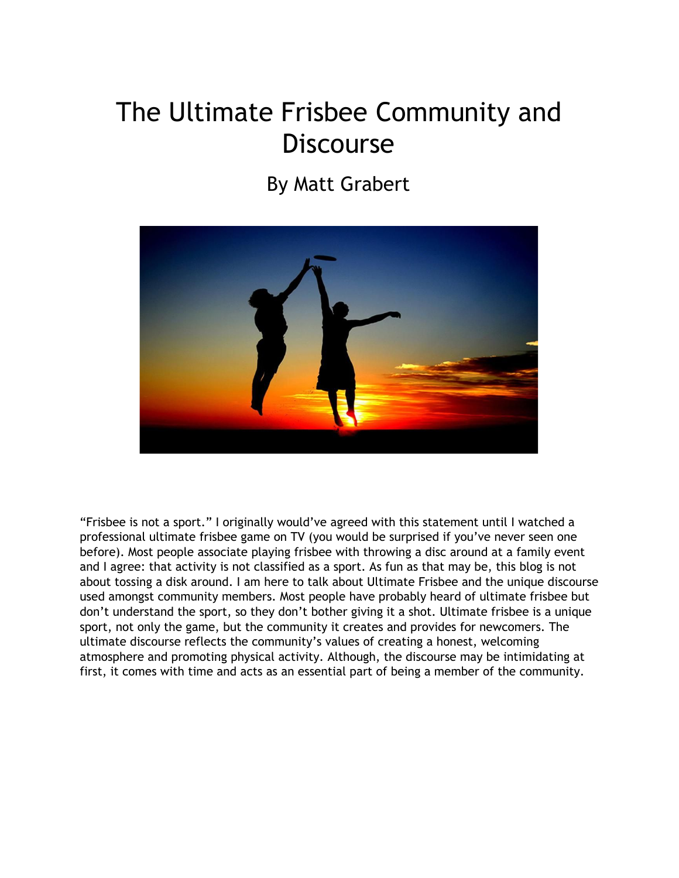# The Ultimate Frisbee Community and Discourse

## By Matt Grabert

"Frisbee is not a sport." I originally would've agreed with this statement until I watched a professional ultimate frisbee game on TV (you would be surprised if you've never seen one before). Most people associate playing frisbee with throwing a disc around at a family event and I agree: that activity is not classified as a sport. As fun as that may be, this blog is not about tossing a disk around. I am here to talk about Ultimate Frisbee and the unique discourse used amongst community members. Most people have probably heard of ultimate frisbee but don't understand the sport, so they don't bother giving it a shot. Ultimate frisbee is a unique sport, not only the game, but the community it creates and provides for newcomers. The ultimate discourse reflects the community's values of creating a honest, welcoming atmosphere and promoting physical activity. Although, the discourse may be intimidating at first, it comes with time and acts as an essential part of being a member of the community.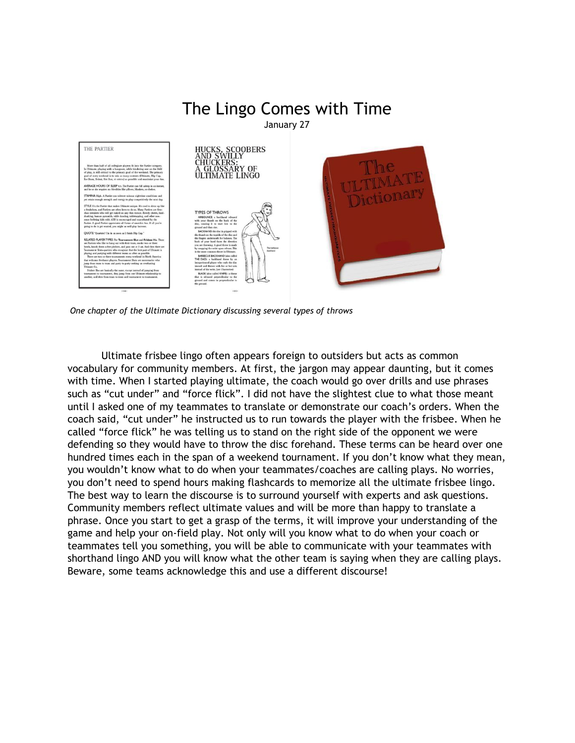# The Lingo Comes with Time

January 27

*One chapter of the Ultimate Dictionary discussing several types of throws*

Ultimate frisbee lingo often appears foreign to outsiders but acts as common vocabulary for community members. At first, the jargon may appear daunting, but it comes with time. When I started playing ultimate, the coach would go over drills and use phrases such as "cut under" and "force flick". I did not have the slightest clue to what those meant until I asked one of my teammates to translate or demonstrate our coach's orders. When the coach said, "cut under" he instructed us to run towards the player with the frisbee. When he called "force flick" he was telling us to stand on the right side of the opponent we were defending so they would have to throw the disc forehand. These terms can be heard over one hundred times each in the span of a weekend tournament. If you don't know what they mean, you wouldn't know what to do when your teammates/coaches are calling plays. No worries, you don't need to spend hours making flashcards to memorize all the ultimate frisbee lingo. The best way to learn the discourse is to surround yourself with experts and ask questions. Community members reflect ultimate values and will be more than happy to translate a phrase. Once you start to get a grasp of the terms, it will improve your understanding of the game and help your on-field play. Not only will you know what to do when your coach or teammates tell you something, you will be able to communicate with your teammates with shorthand lingo AND you will know what the other team is saying when they are calling plays. Beware, some teams acknowledge this and use a different discourse!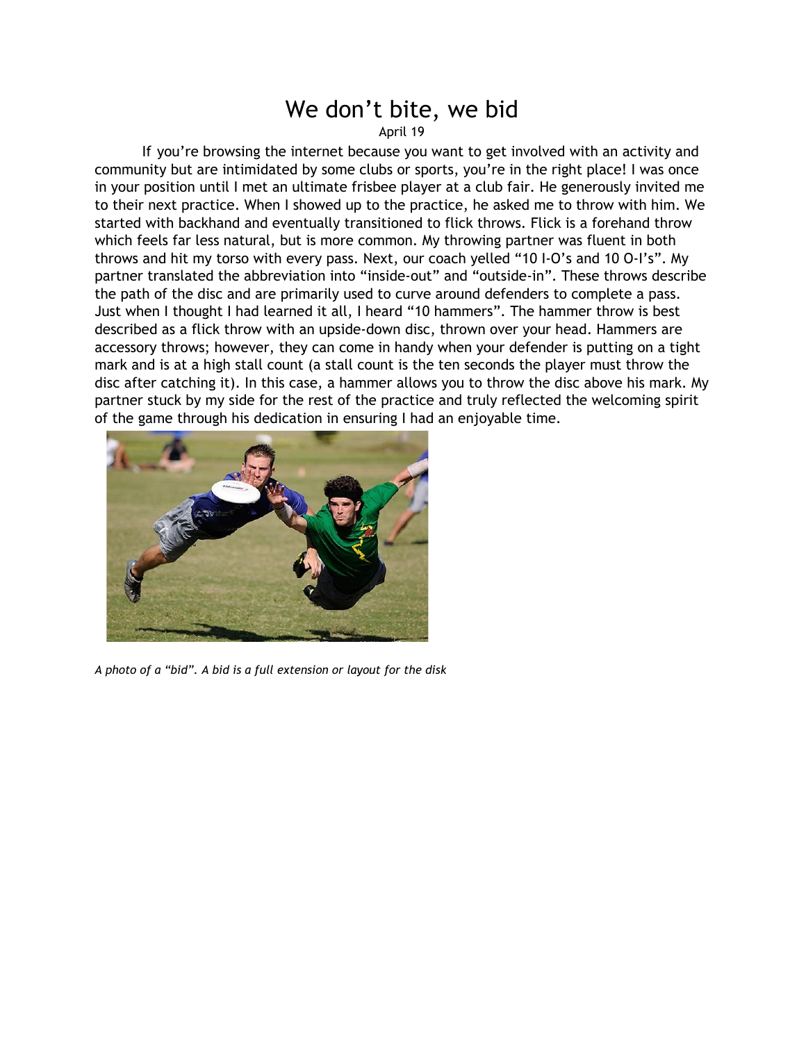# We don't bite, we bid

April 19

If you're browsing the internet because you want to get involved with an activity and community but are intimidated by some clubs or sports, you're in the right place! I was once in your position until I met an ultimate frisbee player at a club fair. He generously invited me to their next practice. When I showed up to the practice, he asked me to throw with him. We started with backhand and eventually transitioned to flick throws. Flick is a forehand throw which feels far less natural, but is more common. My throwing partner was fluent in both throws and hit my torso with every pass. Next, our coach yelled "10 I-O's and 10 O-I's". My partner translated the abbreviation into "inside-out" and "outside-in". These throws describe the path of the disc and are primarily used to curve around defenders to complete a pass. Just when I thought I had learned it all, I heard "10 hammers". The hammer throw is best described as a flick throw with an upside-down disc, thrown over your head. Hammers are accessory throws; however, they can come in handy when your defender is putting on a tight mark and is at a high stall count (a stall count is the ten seconds the player must throw the disc after catching it). In this case, a hammer allows you to throw the disc above his mark. My partner stuck by my side for the rest of the practice and truly reflected the welcoming spirit of the game through his dedication in ensuring I had an enjoyable time.

*A photo of a "bid". A bid is a full extension or layout for the disk*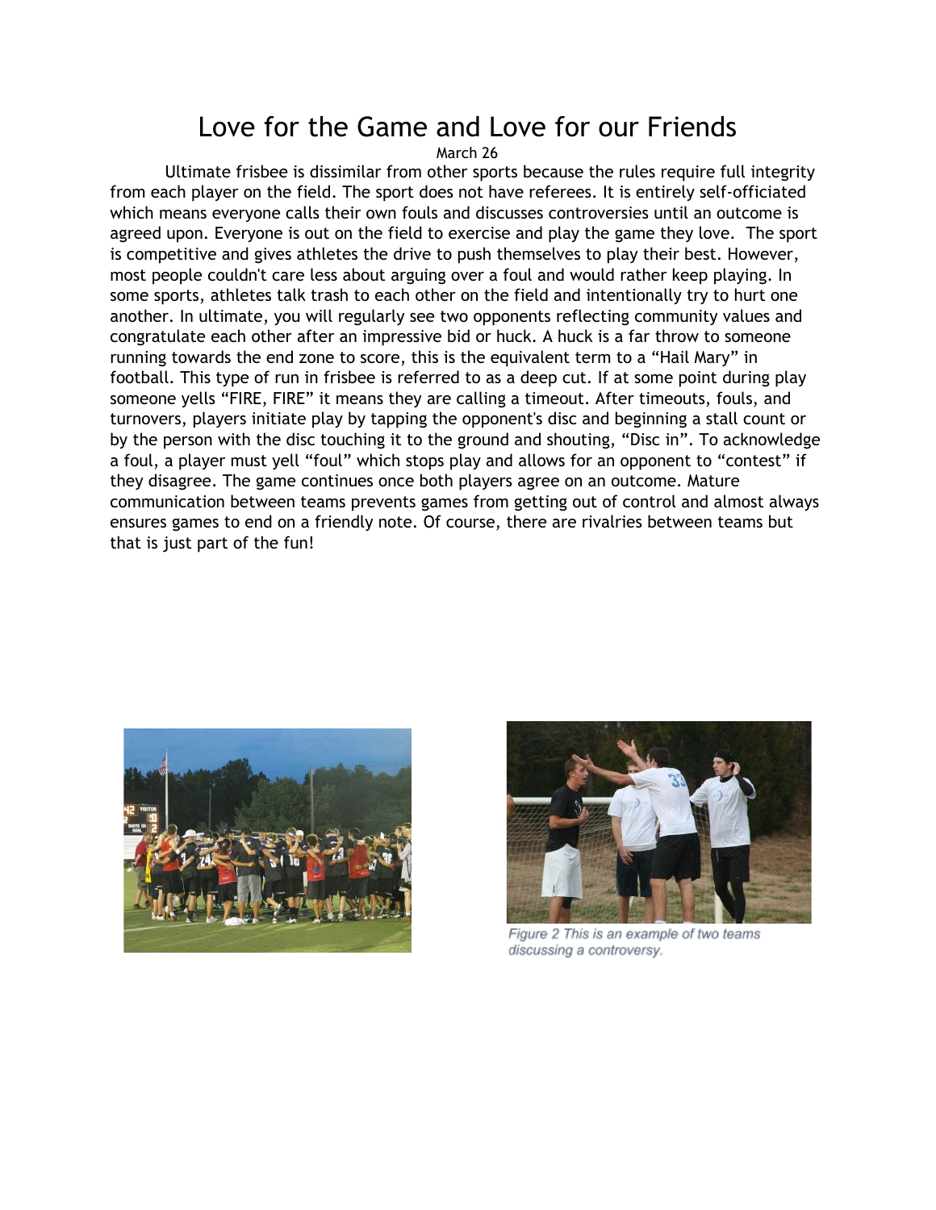# Love for the Game and Love for our Friends

March 26

Ultimate frisbee is dissimilar from other sports because the rules require full integrity from each player on the field. The sport does not have referees. It is entirely self-officiated which means everyone calls their own fouls and discusses controversies until an outcome is agreed upon. Everyone is out on the field to exercise and play the game they love. The sport is competitive and gives athletes the drive to push themselves to play their best. However, most people couldn't care less about arguing over a foul and would rather keep playing. In some sports, athletes talk trash to each other on the field and intentionally try to hurt one another. In ultimate, you will regularly see two opponents reflecting community values and congratulate each other after an impressive bid or huck. A huck is a far throw to someone running towards the end zone to score, this is the equivalent term to a “Hail Mary” in football. This type of run in frisbee is referred to as a deep cut. If at some point during play someone yells “FIRE, FIRE” it means they are calling a timeout. After timeouts, fouls, and turnovers, players initiate play by tapping the opponent's disc and beginning a stall count or by the person with the disc touching it to the ground and shouting, “Disc in”. To acknowledge a foul, a player must yell “foul” which stops play and allows for an opponent to “contest” if they disagree. The game continues once both players agree on an outcome. Mature communication between teams prevents games from getting out of control and almost always ensures games to end on a friendly note. Of course, there are rivalries between teams but that is just part of the fun!

*Figure 2 This is an example of two teams discussing a controversy.*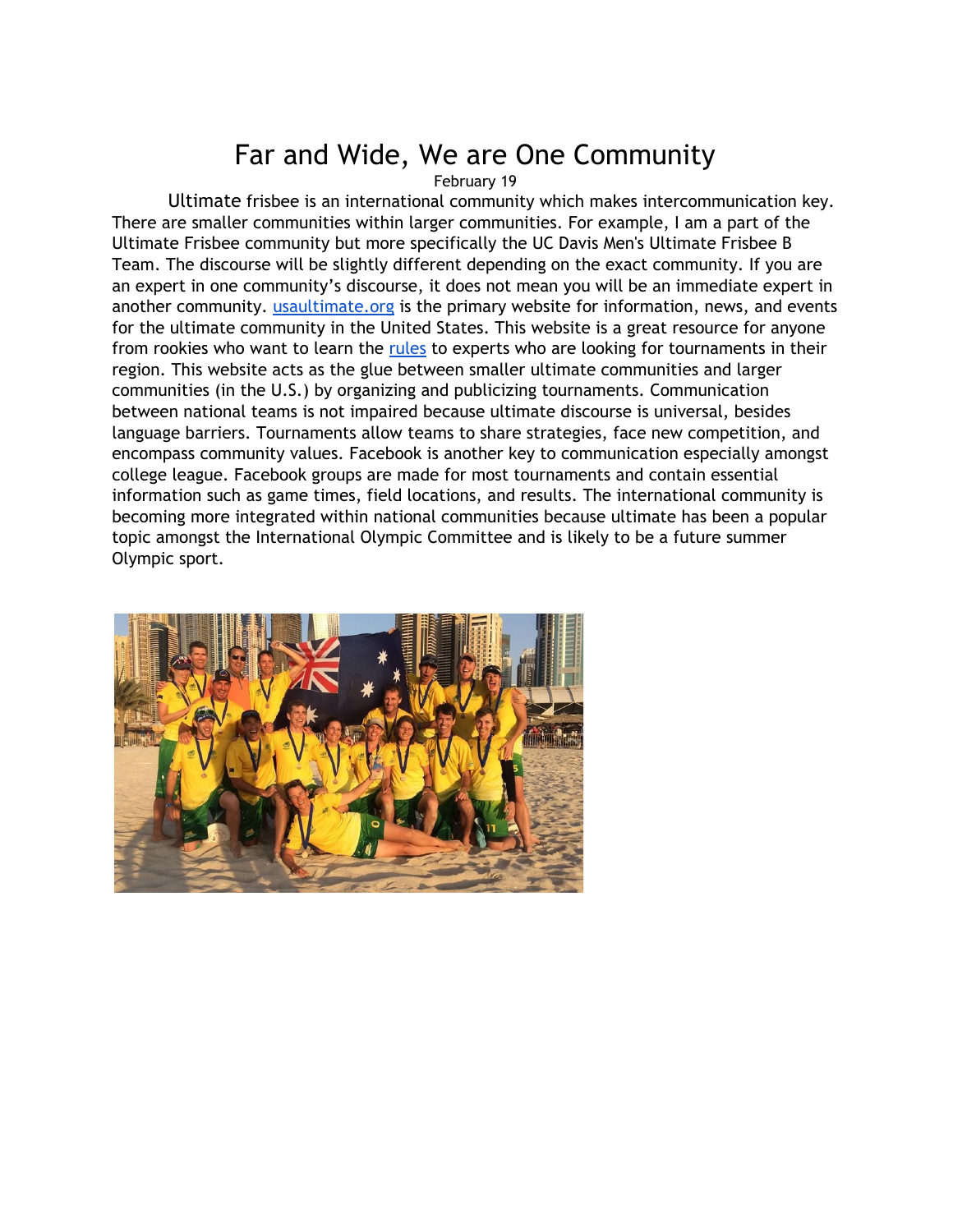# Far and Wide, We are One Community

February 19

Ultimate frisbee is an international community which makes intercommunication key. There are smaller communities within larger communities. For example, I am a part of the Ultimate Frisbee community but more specifically the UC Davis Men's Ultimate Frisbee B Team. The discourse will be slightly different depending on the exact community. If you are an expert in one community's discourse, it does not mean you will be an immediate expert in another community. [usaultimate.org](usaultimate.org) is the primary website for information, news, and events for the ultimate community in the United States. This website is a great resource for anyone from rookies who want to learn the [rules](rules) to experts who are looking for tournaments in their region. This website acts as the glue between smaller ultimate communities and larger communities (in the U.S.) by organizing and publicizing tournaments. Communication between national teams is not impaired because ultimate discourse is universal, besides language barriers. Tournaments allow teams to share strategies, face new competition, and encompass community values. Facebook is another key to communication especially amongst college league. Facebook groups are made for most tournaments and contain essential information such as game times, field locations, and results. The international community is becoming more integrated within national communities because ultimate has been a popular topic amongst the International Olympic Committee and is likely to be a future summer Olympic sport.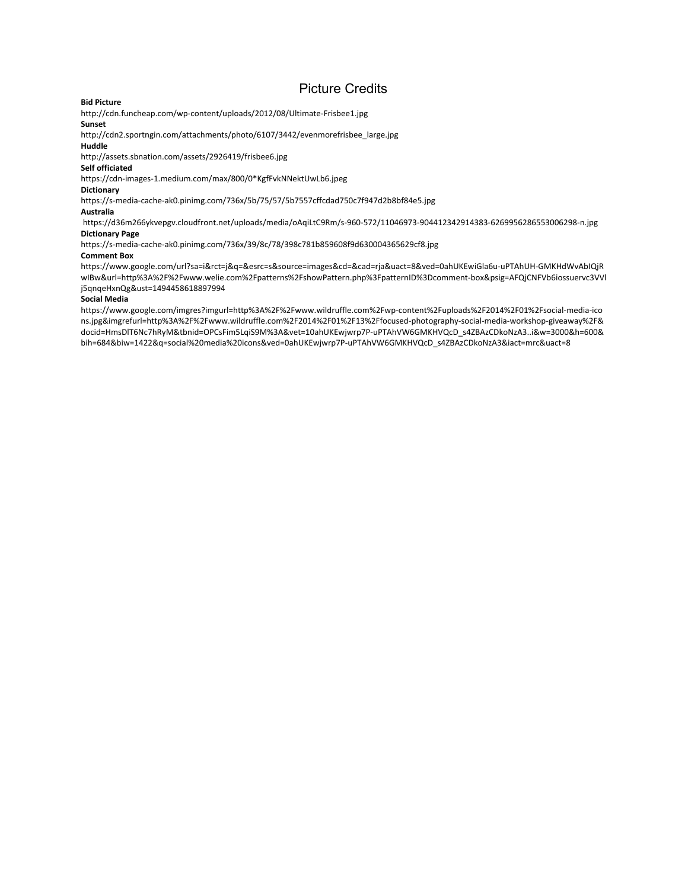# Picture Credits

**Bid Picture**

http://cdn.funcheap.com/wp-content/uploads/2012/08/Ultimate-Frisbee1.jpg

**Sunset**

http://cdn2.sportngin.com/attachments/photo/6107/3442/evenmorefrisbee_large.jpg

**Huddle**

http://assets.sbnation.com/assets/2926419/frisbee6.jpg

**Self officiated**

https://cdn-images-1.medium.com/max/800/0*KgfFvkNNektUwLb6.jpeg

**Dictionary**

https://s-media-cache-ak0.pinimg.com/736x/5b/75/57/5b7557cffcdad750c7f947d2b8bf84e5.jpg

**Australia**

https://d36m266ykvepgv.cloudfront.net/uploads/media/oAqiLtC9Rm/s-960-572/11046973-904412342914383-6269956286553006298-n.jpg

**Dictionary Page**

https://s-media-cache-ak0.pinimg.com/736x/39/8c/78/398c781b859608f9d630004365629cf8.jpg

**Comment Box**

https://www.google.com/url?sa=i&rct=j&q=&esrc=s&source=images&cd=&cad=rja&uact=8&ved=0ahUKEwiGla6u-uPTAhUH-GMKHdWvAbIQjRwIBw&url=http%3A%2F%2Fwww.welie.com%2Fpatterns%2FshowPattern.php%3FpatternID%3Dcomment-box&psig=AFQjCNFVb6iossuervc3VVlj5qnqeHxnQg&ust=1494458618897994

**Social Media**

https://www.google.com/imgres?imgurl=http%3A%2F%2Fwww.wildruffle.com%2Fwp-content%2Fuploads%2F2014%2F01%2Fsocial-media-icons.jpg&imgrefurl=http%3A%2F%2Fwww.wildruffle.com%2F2014%2F01%2F13%2Ffocused-photography-social-media-workshop-giveaway%2F&docid=HmsDlT6Nc7hRyM&tbnid=OPCsFim5LqiS9M%3A&vet=10ahUKEwjwrp7P-uPTAhVW6GMKHVQcD_s4ZBAzCDkoNzA3..i&w=3000&h=600&bih=684&biw=1422&q=social%20media%20icons&ved=0ahUKEwjwrp7P-uPTAhVW6GMKHVQcD_s4ZBAzCDkoNzA3&iact=mrc&uact=8